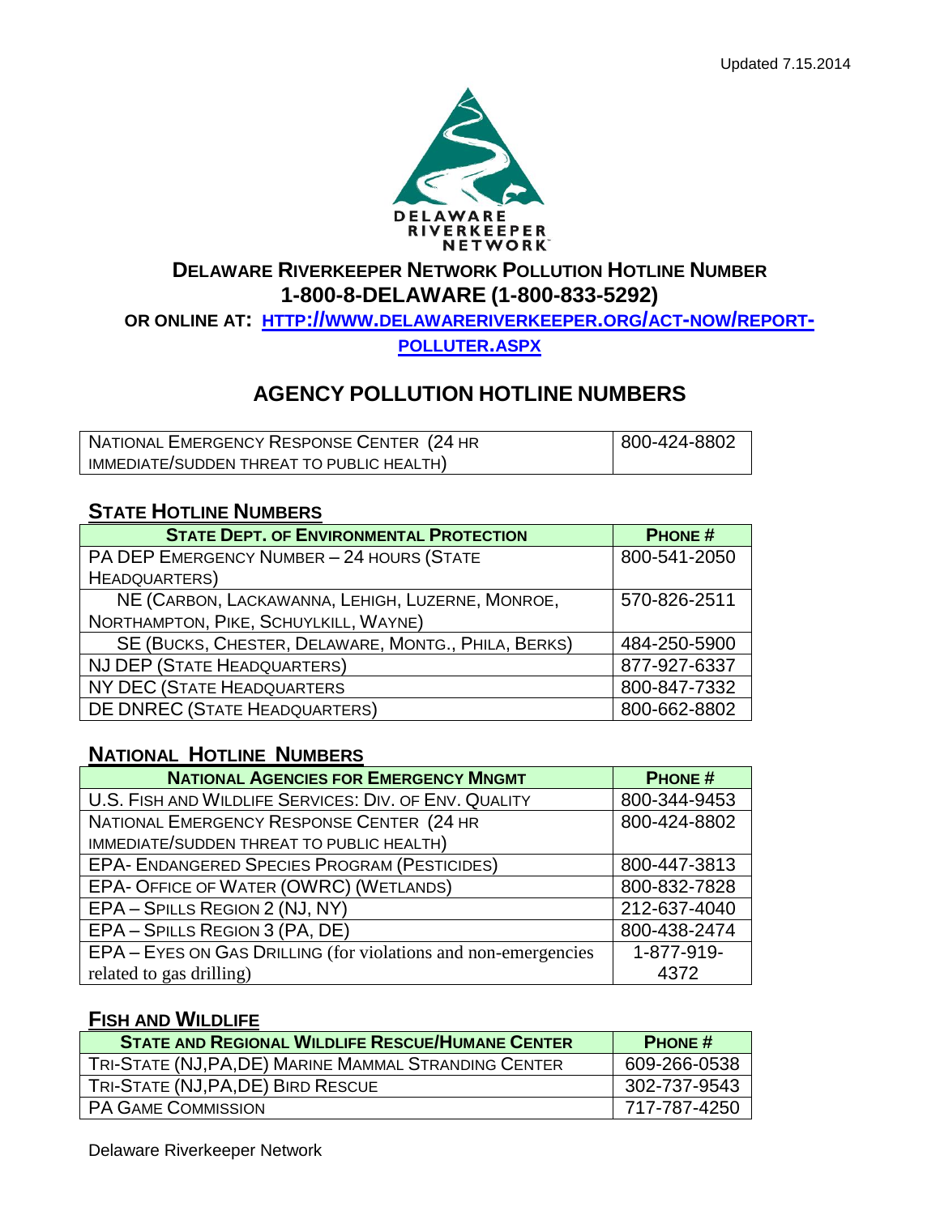Updated 7.15.2014

# Delaware Riverkeeper Network Pollution Hotline Number

## 1-800-8-DELAWARE (1-800-833-5292)

**OR ONLINE AT: [HTTP://WWW.DELAWARERIVERKEEPER.ORG/ACT-NOW/REPORT-POLLUTER.ASPX](http://www.delawareriverkeeper.org/act-now/report-polluter.aspx)**

## AGENCY POLLUTION HOTLINE NUMBERS

| | |
|---|---|
| National Emergency Response Center (24 hr immediate/sudden threat to public health) | 800-424-8802 |

### State Hotline Numbers

| State Dept. of Environmental Protection | Phone # |
|---|---|
| PA DEP Emergency Number – 24 hours (State Headquarters) | 800-541-2050 |
| NE (Carbon, Lackawanna, Lehigh, Luzerne, Monroe, Northampton, Pike, Schuylkill, Wayne) | 570-826-2511 |
| SE (Bucks, Chester, Delaware, Montg., Phila, Berks) | 484-250-5900 |
| NJ DEP (State Headquarters) | 877-927-6337 |
| NY DEC (State Headquarters | 800-847-7332 |
| DE DNREC (State Headquarters) | 800-662-8802 |

### National Hotline Numbers

| National Agencies for Emergency Mngmt | Phone # |
|---|---|
| U.S. Fish and Wildlife Services: Div. of Env. Quality | 800-344-9453 |
| National Emergency Response Center (24 hr immediate/sudden threat to public health) | 800-424-8802 |
| EPA- Endangered Species Program (Pesticides) | 800-447-3813 |
| EPA- Office of Water (OWRC) (Wetlands) | 800-832-7828 |
| EPA – Spills Region 2 (NJ, NY) | 212-637-4040 |
| EPA – Spills Region 3 (PA, DE) | 800-438-2474 |
| EPA – Eyes on Gas Drilling (for violations and non-emergencies related to gas drilling) | 1-877-919-4372 |

### Fish and Wildlife

| State and Regional Wildlife Rescue/Humane Center | Phone # |
|---|---|
| Tri-State (NJ,PA,DE) Marine Mammal Stranding Center | 609-266-0538 |
| Tri-State (NJ,PA,DE) Bird Rescue | 302-737-9543 |
| PA Game Commission | 717-787-4250 |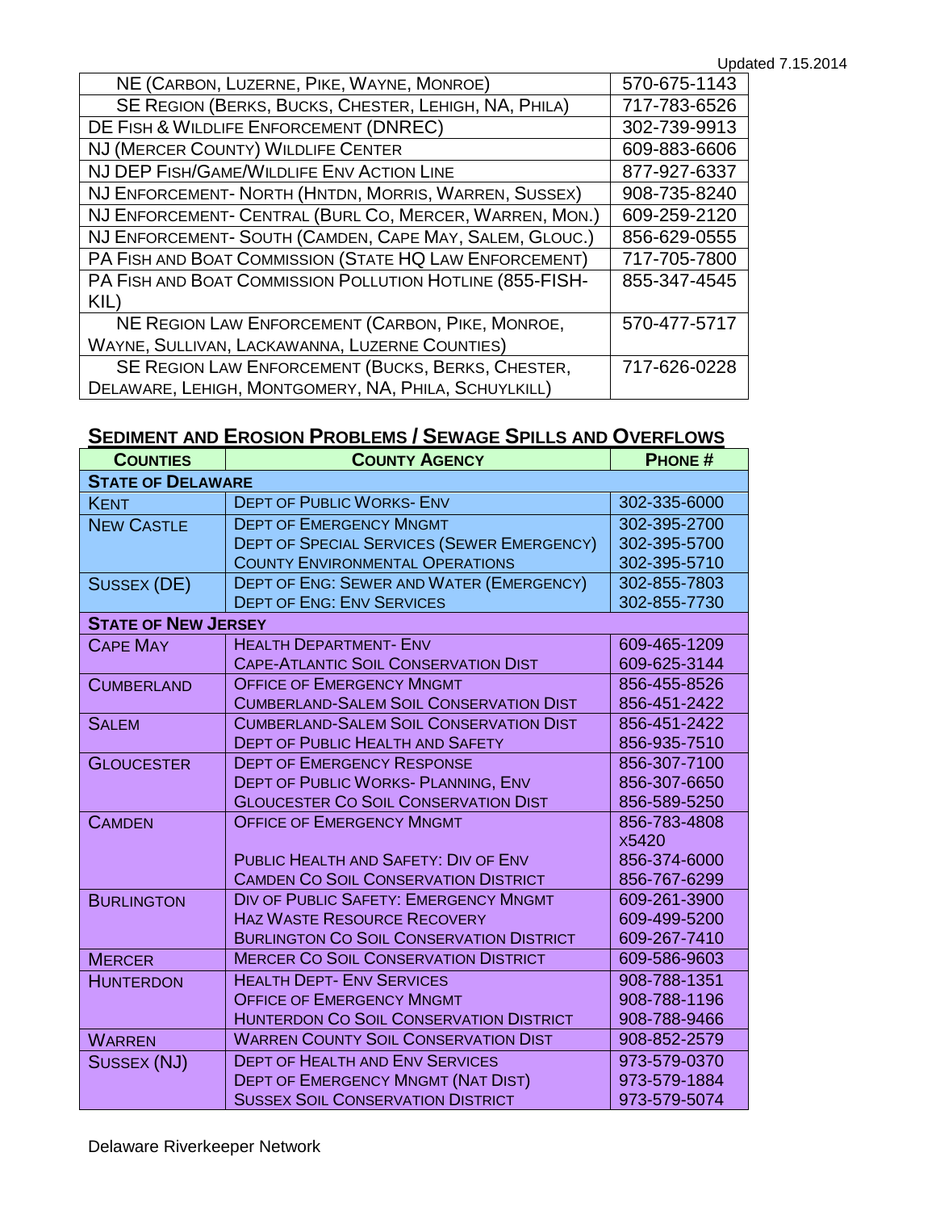Updated 7.15.2014

| | |
|---|---|
| NE (Carbon, Luzerne, Pike, Wayne, Monroe) | 570-675-1143 |
| SE Region (Berks, Bucks, Chester, Lehigh, NA, Phila) | 717-783-6526 |
| DE Fish & Wildlife Enforcement (DNREC) | 302-739-9913 |
| NJ (Mercer County) Wildlife Center | 609-883-6606 |
| NJ DEP Fish/Game/Wildlife Env Action Line | 877-927-6337 |
| NJ Enforcement- North (Hntdn, Morris, Warren, Sussex) | 908-735-8240 |
| NJ Enforcement- Central (Burl Co, Mercer, Warren, Mon.) | 609-259-2120 |
| NJ Enforcement- South (Camden, Cape May, Salem, Glouc.) | 856-629-0555 |
| PA Fish and Boat Commission (State HQ Law Enforcement) | 717-705-7800 |
| PA Fish and Boat Commission Pollution Hotline (855-FISH-KIL) | 855-347-4545 |
| NE Region Law Enforcement (Carbon, Pike, Monroe, Wayne, Sullivan, Lackawanna, Luzerne Counties) | 570-477-5717 |
| SE Region Law Enforcement (Bucks, Berks, Chester, Delaware, Lehigh, Montgomery, NA, Phila, Schuylkill) | 717-626-0228 |

## Sediment and Erosion Problems / Sewage Spills and Overflows

| Counties | County Agency | Phone # |
|---|---|---|
| **State of Delaware** | | |
| Kent | Dept of Public Works- Env | 302-335-6000 |
| New Castle | Dept of Emergency Mngmt<br>Dept of Special Services (Sewer Emergency)<br>County Environmental Operations | 302-395-2700<br>302-395-5700<br>302-395-5710 |
| Sussex (DE) | Dept of Eng: Sewer and Water (Emergency)<br>Dept of Eng: Env Services | 302-855-7803<br>302-855-7730 |
| **State of New Jersey** | | |
| Cape May | Health Department- Env<br>Cape-Atlantic Soil Conservation Dist | 609-465-1209<br>609-625-3144 |
| Cumberland | Office of Emergency Mngmt<br>Cumberland-Salem Soil Conservation Dist | 856-455-8526<br>856-451-2422 |
| Salem | Cumberland-Salem Soil Conservation Dist<br>Dept of Public Health and Safety | 856-451-2422<br>856-935-7510 |
| Gloucester | Dept of Emergency Response<br>Dept of Public Works- Planning, Env<br>Gloucester Co Soil Conservation Dist | 856-307-7100<br>856-307-6650<br>856-589-5250 |
| Camden | Office of Emergency Mngmt<br><br>Public Health and Safety: Div of Env<br>Camden Co Soil Conservation District | 856-783-4808 x5420<br>856-374-6000<br>856-767-6299 |
| Burlington | Div of Public Safety: Emergency Mngmt<br>Haz Waste Resource Recovery<br>Burlington Co Soil Conservation District | 609-261-3900<br>609-499-5200<br>609-267-7410 |
| Mercer | Mercer Co Soil Conservation District | 609-586-9603 |
| Hunterdon | Health Dept- Env Services<br>Office of Emergency Mngmt<br>Hunterdon Co Soil Conservation District | 908-788-1351<br>908-788-1196<br>908-788-9466 |
| Warren | Warren County Soil Conservation Dist | 908-852-2579 |
| Sussex (NJ) | Dept of Health and Env Services<br>Dept of Emergency Mngmt (Nat Dist)<br>Sussex Soil Conservation District | 973-579-0370<br>973-579-1884<br>973-579-5074 |

Delaware Riverkeeper Network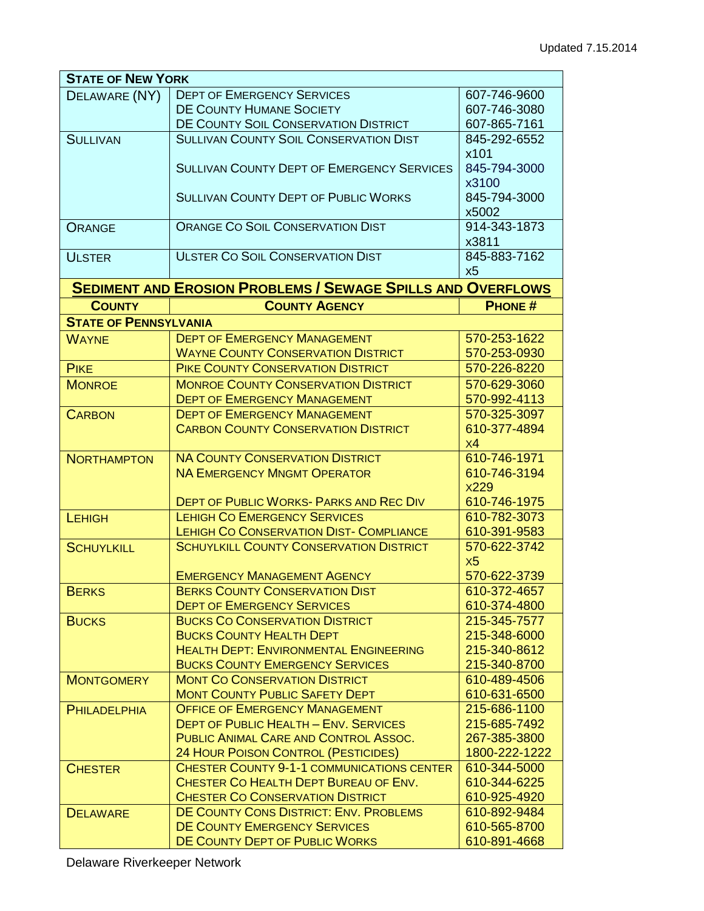Updated 7.15.2014

| State of New York | | |
|---|---|---|
| Delaware (NY) | Dept of Emergency Services | 607-746-9600 |
| | DE County Humane Society | 607-746-3080 |
| | DE County Soil Conservation District | 607-865-7161 |
| Sullivan | Sullivan County Soil Conservation Dist | 845-292-6552 x101 |
| | Sullivan County Dept of Emergency Services | 845-794-3000 x3100 |
| | Sullivan County Dept of Public Works | 845-794-3000 x5002 |
| Orange | Orange Co Soil Conservation Dist | 914-343-1873 x3811 |
| Ulster | Ulster Co Soil Conservation Dist | 845-883-7162 x5 |

## Sediment and Erosion Problems / Sewage Spills and Overflows

| County | County Agency | Phone # |
|---|---|---|
| **State of Pennsylvania** | | |
| Wayne | Dept of Emergency Management | 570-253-1622 |
| | Wayne County Conservation District | 570-253-0930 |
| Pike | Pike County Conservation District | 570-226-8220 |
| Monroe | Monroe County Conservation District | 570-629-3060 |
| | Dept of Emergency Management | 570-992-4113 |
| Carbon | Dept of Emergency Management | 570-325-3097 |
| | Carbon County Conservation District | 610-377-4894 x4 |
| Northampton | NA County Conservation District | 610-746-1971 |
| | NA Emergency Mngmt Operator | 610-746-3194 x229 |
| | Dept of Public Works- Parks and Rec Div | 610-746-1975 |
| Lehigh | Lehigh Co Emergency Services | 610-782-3073 |
| | Lehigh Co Conservation Dist- Compliance | 610-391-9583 |
| Schuylkill | Schuylkill County Conservation District | 570-622-3742 x5 |
| | Emergency Management Agency | 570-622-3739 |
| Berks | Berks County Conservation Dist | 610-372-4657 |
| | Dept of Emergency Services | 610-374-4800 |
| Bucks | Bucks Co Conservation District | 215-345-7577 |
| | Bucks County Health Dept | 215-348-6000 |
| | Health Dept: Environmental Engineering | 215-340-8612 |
| | Bucks County Emergency Services | 215-340-8700 |
| Montgomery | Mont Co Conservation District | 610-489-4506 |
| | Mont County Public Safety Dept | 610-631-6500 |
| Philadelphia | Office of Emergency Management | 215-686-1100 |
| | Dept of Public Health – Env. Services | 215-685-7492 |
| | Public Animal Care and Control Assoc. | 267-385-3800 |
| | 24 Hour Poison Control (Pesticides) | 1800-222-1222 |
| Chester | Chester County 9-1-1 Communications Center | 610-344-5000 |
| | Chester Co Health Dept Bureau of Env. | 610-344-6225 |
| | Chester Co Conservation District | 610-925-4920 |
| Delaware | DE County Cons District: Env. Problems | 610-892-9484 |
| | DE County Emergency Services | 610-565-8700 |
| | DE County Dept of Public Works | 610-891-4668 |

Delaware Riverkeeper Network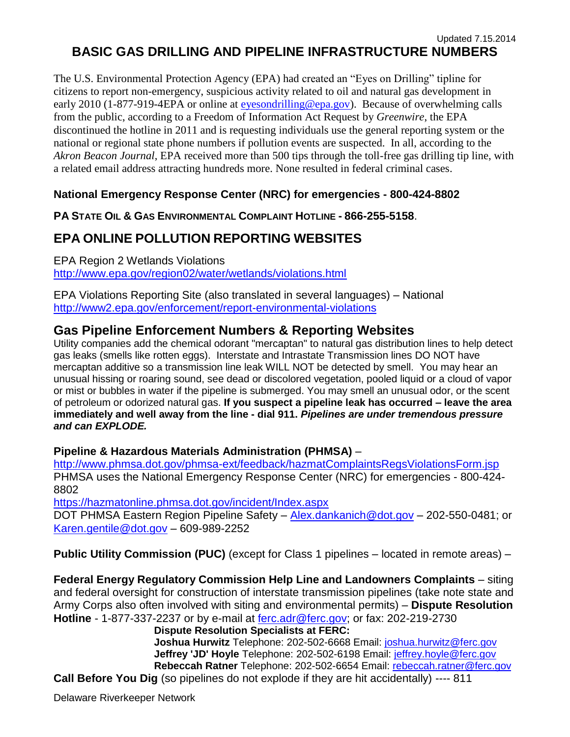Updated 7.15.2014

# BASIC GAS DRILLING AND PIPELINE INFRASTRUCTURE NUMBERS

The U.S. Environmental Protection Agency (EPA) had created an "Eyes on Drilling" tipline for citizens to report non-emergency, suspicious activity related to oil and natural gas development in early 2010 (1-877-919-4EPA or online at eyesondrilling@epa.gov). Because of overwhelming calls from the public, according to a Freedom of Information Act Request by *Greenwire*, the EPA discontinued the hotline in 2011 and is requesting individuals use the general reporting system or the national or regional state phone numbers if pollution events are suspected. In all, according to the *Akron Beacon Journal*, EPA received more than 500 tips through the toll-free gas drilling tip line, with a related email address attracting hundreds more. None resulted in federal criminal cases.

**National Emergency Response Center (NRC) for emergencies - 800-424-8802**

**PA State Oil & Gas Environmental Complaint Hotline - 866-255-5158**.

## EPA ONLINE POLLUTION REPORTING WEBSITES

EPA Region 2 Wetlands Violations
http://www.epa.gov/region02/water/wetlands/violations.html

EPA Violations Reporting Site (also translated in several languages) – National
http://www2.epa.gov/enforcement/report-environmental-violations

## Gas Pipeline Enforcement Numbers & Reporting Websites

Utility companies add the chemical odorant "mercaptan" to natural gas distribution lines to help detect gas leaks (smells like rotten eggs). Interstate and Intrastate Transmission lines DO NOT have mercaptan additive so a transmission line leak WILL NOT be detected by smell. You may hear an unusual hissing or roaring sound, see dead or discolored vegetation, pooled liquid or a cloud of vapor or mist or bubbles in water if the pipeline is submerged. You may smell an unusual odor, or the scent of petroleum or odorized natural gas. **If you suspect a pipeline leak has occurred – leave the area immediately and well away from the line - dial 911. *Pipelines are under tremendous pressure and can EXPLODE.***

**Pipeline & Hazardous Materials Administration (PHMSA)** –
http://www.phmsa.dot.gov/phmsa-ext/feedback/hazmatComplaintsRegsViolationsForm.jsp
PHMSA uses the National Emergency Response Center (NRC) for emergencies - 800-424-8802
https://hazmatonline.phmsa.dot.gov/incident/Index.aspx
DOT PHMSA Eastern Region Pipeline Safety – Alex.dankanich@dot.gov – 202-550-0481; or Karen.gentile@dot.gov – 609-989-2252

**Public Utility Commission (PUC)** (except for Class 1 pipelines – located in remote areas) –

**Federal Energy Regulatory Commission Help Line and Landowners Complaints** – siting and federal oversight for construction of interstate transmission pipelines (take note state and Army Corps also often involved with siting and environmental permits) – **Dispute Resolution Hotline** - 1-877-337-2237 or by e-mail at ferc.adr@ferc.gov; or fax: 202-219-2730

**Dispute Resolution Specialists at FERC:**
**Joshua Hurwitz** Telephone: 202-502-6668 Email: joshua.hurwitz@ferc.gov
**Jeffrey 'JD' Hoyle** Telephone: 202-502-6198 Email: jeffrey.hoyle@ferc.gov
**Rebeccah Ratner** Telephone: 202-502-6654 Email: rebeccah.ratner@ferc.gov

**Call Before You Dig** (so pipelines do not explode if they are hit accidentally) ---- 811

Delaware Riverkeeper Network